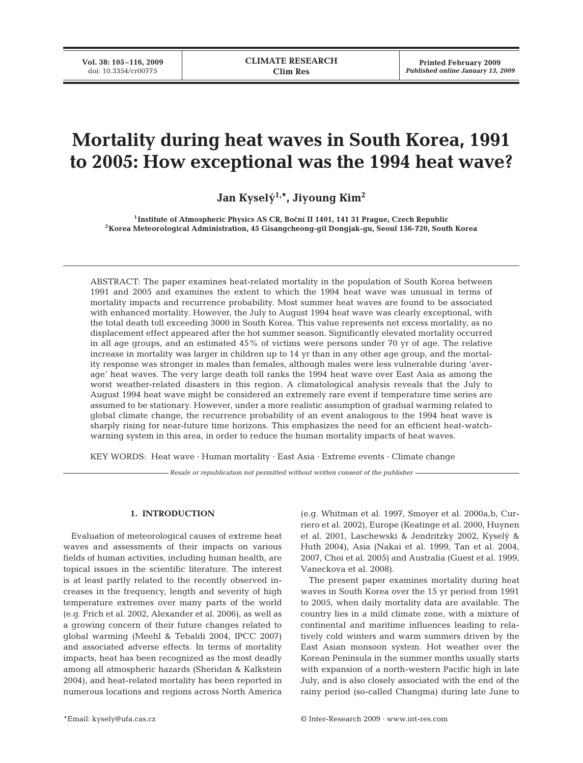# Mortality during heat waves in South Korea, 1991 to 2005: How exceptional was the 1994 heat wave?

**Jan Kyselý[1,*], Jiyoung Kim[2]**

[1]Institute of Atmospheric Physics AS CR, Boční II 1401, 141 31 Prague, Czech Republic
[2]Korea Meteorological Administration, 45 Gisangcheong-gil Dongjak-gu, Seoul 156-720, South Korea

ABSTRACT: The paper examines heat-related mortality in the population of South Korea between 1991 and 2005 and examines the extent to which the 1994 heat wave was unusual in terms of mortality impacts and recurrence probability. Most summer heat waves are found to be associated with enhanced mortality. However, the July to August 1994 heat wave was clearly exceptional, with the total death toll exceeding 3000 in South Korea. This value represents net excess mortality, as no displacement effect appeared after the hot summer season. Significantly elevated mortality occurred in all age groups, and an estimated 45% of victims were persons under 70 yr of age. The relative increase in mortality was larger in children up to 14 yr than in any other age group, and the mortality response was stronger in males than females, although males were less vulnerable during 'average' heat waves. The very large death toll ranks the 1994 heat wave over East Asia as among the worst weather-related disasters in this region. A climatological analysis reveals that the July to August 1994 heat wave might be considered an extremely rare event if temperature time series are assumed to be stationary. However, under a more realistic assumption of gradual warming related to global climate change, the recurrence probability of an event analogous to the 1994 heat wave is sharply rising for near-future time horizons. This emphasizes the need for an efficient heat-watch-warning system in this area, in order to reduce the human mortality impacts of heat waves.

KEY WORDS: Heat wave · Human mortality · East Asia · Extreme events · Climate change

*Resale or republication not permitted without written consent of the publisher*

## 1. INTRODUCTION

Evaluation of meteorological causes of extreme heat waves and assessments of their impacts on various fields of human activities, including human health, are topical issues in the scientific literature. The interest is at least partly related to the recently observed increases in the frequency, length and severity of high temperature extremes over many parts of the world (e.g. Frich et al. 2002, Alexander et al. 2006), as well as a growing concern of their future changes related to global warming (Meehl & Tebaldi 2004, IPCC 2007) and associated adverse effects. In terms of mortality impacts, heat has been recognized as the most deadly among all atmospheric hazards (Sheridan & Kalkstein 2004), and heat-related mortality has been reported in numerous locations and regions across North America (e.g. Whitman et al. 1997, Smoyer et al. 2000a,b, Curriero et al. 2002), Europe (Keatinge et al. 2000, Huynen et al. 2001, Laschewski & Jendritzky 2002, Kyselý & Huth 2004), Asia (Nakai et al. 1999, Tan et al. 2004, 2007, Choi et al. 2005) and Australia (Guest et al. 1999, Vaneckova et al. 2008).

The present paper examines mortality during heat waves in South Korea over the 15 yr period from 1991 to 2005, when daily mortality data are available. The country lies in a mild climate zone, with a mixture of continental and maritime influences leading to relatively cold winters and warm summers driven by the East Asian monsoon system. Hot weather over the Korean Peninsula in the summer months usually starts with expansion of a north-western Pacific high in late July, and is also closely associated with the end of the rainy period (so-called Changma) during late June to

*Email: kysely@ufa.cas.cz

© Inter-Research 2009 · www.int-res.com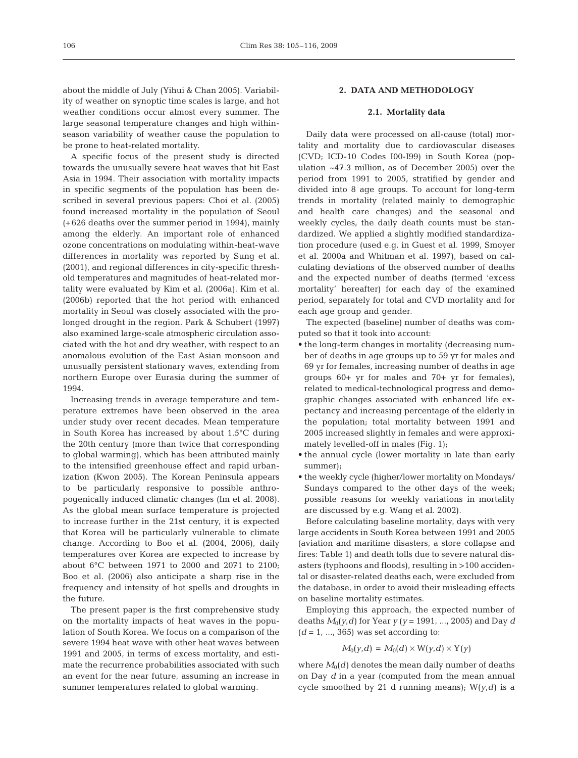about the middle of July (Yihui & Chan 2005). Variability of weather on synoptic time scales is large, and hot weather conditions occur almost every summer. The large seasonal temperature changes and high within-season variability of weather cause the population to be prone to heat-related mortality.

A specific focus of the present study is directed towards the unusually severe heat waves that hit East Asia in 1994. Their association with mortality impacts in specific segments of the population has been described in several previous papers: Choi et al. (2005) found increased mortality in the population of Seoul (+626 deaths over the summer period in 1994), mainly among the elderly. An important role of enhanced ozone concentrations on modulating within-heat-wave differences in mortality was reported by Sung et al. (2001), and regional differences in city-specific threshold temperatures and magnitudes of heat-related mortality were evaluated by Kim et al. (2006a). Kim et al. (2006b) reported that the hot period with enhanced mortality in Seoul was closely associated with the prolonged drought in the region. Park & Schubert (1997) also examined large-scale atmospheric circulation associated with the hot and dry weather, with respect to an anomalous evolution of the East Asian monsoon and unusually persistent stationary waves, extending from northern Europe over Eurasia during the summer of 1994.

Increasing trends in average temperature and temperature extremes have been observed in the area under study over recent decades. Mean temperature in South Korea has increased by about 1.5°C during the 20th century (more than twice that corresponding to global warming), which has been attributed mainly to the intensified greenhouse effect and rapid urbanization (Kwon 2005). The Korean Peninsula appears to be particularly responsive to possible anthropogenically induced climatic changes (Im et al. 2008). As the global mean surface temperature is projected to increase further in the 21st century, it is expected that Korea will be particularly vulnerable to climate change. According to Boo et al. (2004, 2006), daily temperatures over Korea are expected to increase by about 6°C between 1971 to 2000 and 2071 to 2100; Boo et al. (2006) also anticipate a sharp rise in the frequency and intensity of hot spells and droughts in the future.

The present paper is the first comprehensive study on the mortality impacts of heat waves in the population of South Korea. We focus on a comparison of the severe 1994 heat wave with other heat waves between 1991 and 2005, in terms of excess mortality, and estimate the recurrence probabilities associated with such an event for the near future, assuming an increase in summer temperatures related to global warming.

## 2. DATA AND METHODOLOGY

### 2.1. Mortality data

Daily data were processed on all-cause (total) mortality and mortality due to cardiovascular diseases (CVD; ICD-10 Codes I00-I99) in South Korea (population ~47.3 million, as of December 2005) over the period from 1991 to 2005, stratified by gender and divided into 8 age groups. To account for long-term trends in mortality (related mainly to demographic and health care changes) and the seasonal and weekly cycles, the daily death counts must be standardized. We applied a slightly modified standardization procedure (used e.g. in Guest et al. 1999, Smoyer et al. 2000a and Whitman et al. 1997), based on calculating deviations of the observed number of deaths and the expected number of deaths (termed 'excess mortality' hereafter) for each day of the examined period, separately for total and CVD mortality and for each age group and gender.

The expected (baseline) number of deaths was computed so that it took into account:

- the long-term changes in mortality (decreasing number of deaths in age groups up to 59 yr for males and 69 yr for females, increasing number of deaths in age groups 60+ yr for males and 70+ yr for females), related to medical-technological progress and demographic changes associated with enhanced life expectancy and increasing percentage of the elderly in the population; total mortality between 1991 and 2005 increased slightly in females and were approximately levelled-off in males (Fig. 1);
- the annual cycle (lower mortality in late than early summer);
- the weekly cycle (higher/lower mortality on Mondays/Sundays compared to the other days of the week; possible reasons for weekly variations in mortality are discussed by e.g. Wang et al. 2002).

Before calculating baseline mortality, days with very large accidents in South Korea between 1991 and 2005 (aviation and maritime disasters, a store collapse and fires: Table 1) and death tolls due to severe natural disasters (typhoons and floods), resulting in >100 accidental or disaster-related deaths each, were excluded from the database, in order to avoid their misleading effects on baseline mortality estimates.

Employing this approach, the expected number of deaths $M_0(y,d)$ for Year $y$ ($y$ = 1991, ..., 2005) and Day $d$ ($d$ = 1, ..., 365) was set according to:

$$M_0(y,d) = M_0(d) \times \mathrm{W}(y,d) \times \mathrm{Y}(y)$$

where $M_0(d)$ denotes the mean daily number of deaths on Day $d$ in a year (computed from the mean annual cycle smoothed by 21 d running means); $\mathrm{W}(y,d)$ is a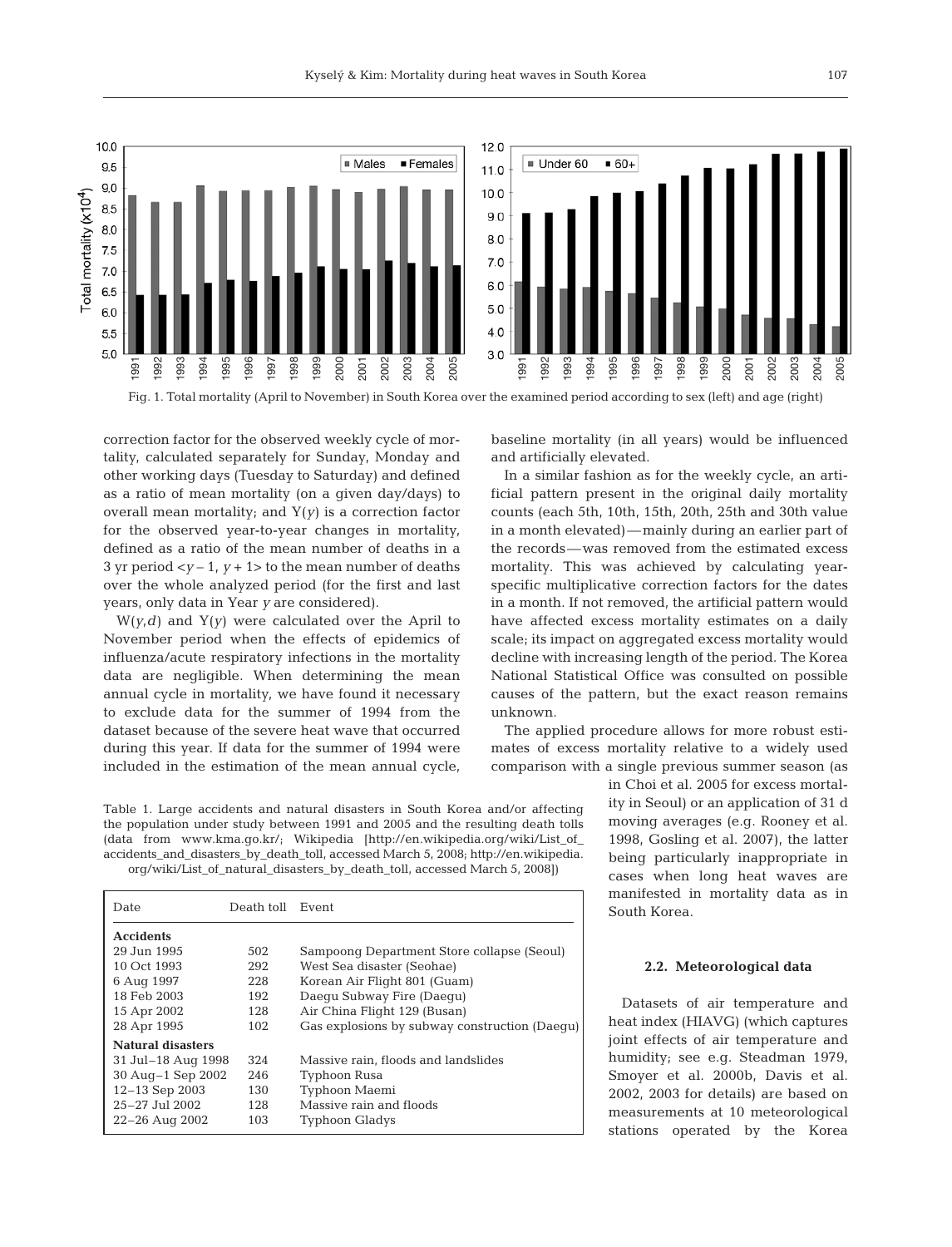Fig. 1. Total mortality (April to November) in South Korea over the examined period according to sex (left) and age (right)

correction factor for the observed weekly cycle of mortality, calculated separately for Sunday, Monday and other working days (Tuesday to Saturday) and defined as a ratio of mean mortality (on a given day/days) to overall mean mortality; and Y(*y*) is a correction factor for the observed year-to-year changes in mortality, defined as a ratio of the mean number of deaths in a 3 yr period <*y* – 1, *y* + 1> to the mean number of deaths over the whole analyzed period (for the first and last years, only data in Year *y* are considered).

W(*y*,*d*) and Y(*y*) were calculated over the April to November period when the effects of epidemics of influenza/acute respiratory infections in the mortality data are negligible. When determining the mean annual cycle in mortality, we have found it necessary to exclude data for the summer of 1994 from the dataset because of the severe heat wave that occurred during this year. If data for the summer of 1994 were included in the estimation of the mean annual cycle, baseline mortality (in all years) would be influenced and artificially elevated.

In a similar fashion as for the weekly cycle, an artificial pattern present in the original daily mortality counts (each 5th, 10th, 15th, 20th, 25th and 30th value in a month elevated) — mainly during an earlier part of the records — was removed from the estimated excess mortality. This was achieved by calculating year-specific multiplicative correction factors for the dates in a month. If not removed, the artificial pattern would have affected excess mortality estimates on a daily scale; its impact on aggregated excess mortality would decline with increasing length of the period. The Korea National Statistical Office was consulted on possible causes of the pattern, but the exact reason remains unknown.

The applied procedure allows for more robust estimates of excess mortality relative to a widely used comparison with a single previous summer season (as in Choi et al. 2005 for excess mortality in Seoul) or an application of 31 d moving averages (e.g. Rooney et al. 1998, Gosling et al. 2007), the latter being particularly inappropriate in cases when long heat waves are manifested in mortality data as in South Korea.

Table 1. Large accidents and natural disasters in South Korea and/or affecting the population under study between 1991 and 2005 and the resulting death tolls (data from www.kma.go.kr/; Wikipedia [http://en.wikipedia.org/wiki/List_of_accidents_and_disasters_by_death_toll, accessed March 5, 2008; http://en.wikipedia.org/wiki/List_of_natural_disasters_by_death_toll, accessed March 5, 2008])

| Date | Death toll | Event |
|---|---|---|
| **Accidents** | | |
| 29 Jun 1995 | 502 | Sampoong Department Store collapse (Seoul) |
| 10 Oct 1993 | 292 | West Sea disaster (Seohae) |
| 6 Aug 1997 | 228 | Korean Air Flight 801 (Guam) |
| 18 Feb 2003 | 192 | Daegu Subway Fire (Daegu) |
| 15 Apr 2002 | 128 | Air China Flight 129 (Busan) |
| 28 Apr 1995 | 102 | Gas explosions by subway construction (Daegu) |
| **Natural disasters** | | |
| 31 Jul–18 Aug 1998 | 324 | Massive rain, floods and landslides |
| 30 Aug–1 Sep 2002 | 246 | Typhoon Rusa |
| 12–13 Sep 2003 | 130 | Typhoon Maemi |
| 25–27 Jul 2002 | 128 | Massive rain and floods |
| 22–26 Aug 2002 | 103 | Typhoon Gladys |

### 2.2. Meteorological data

Datasets of air temperature and heat index (HIAVG) (which captures joint effects of air temperature and humidity; see e.g. Steadman 1979, Smoyer et al. 2000b, Davis et al. 2002, 2003 for details) are based on measurements at 10 meteorological stations operated by the Korea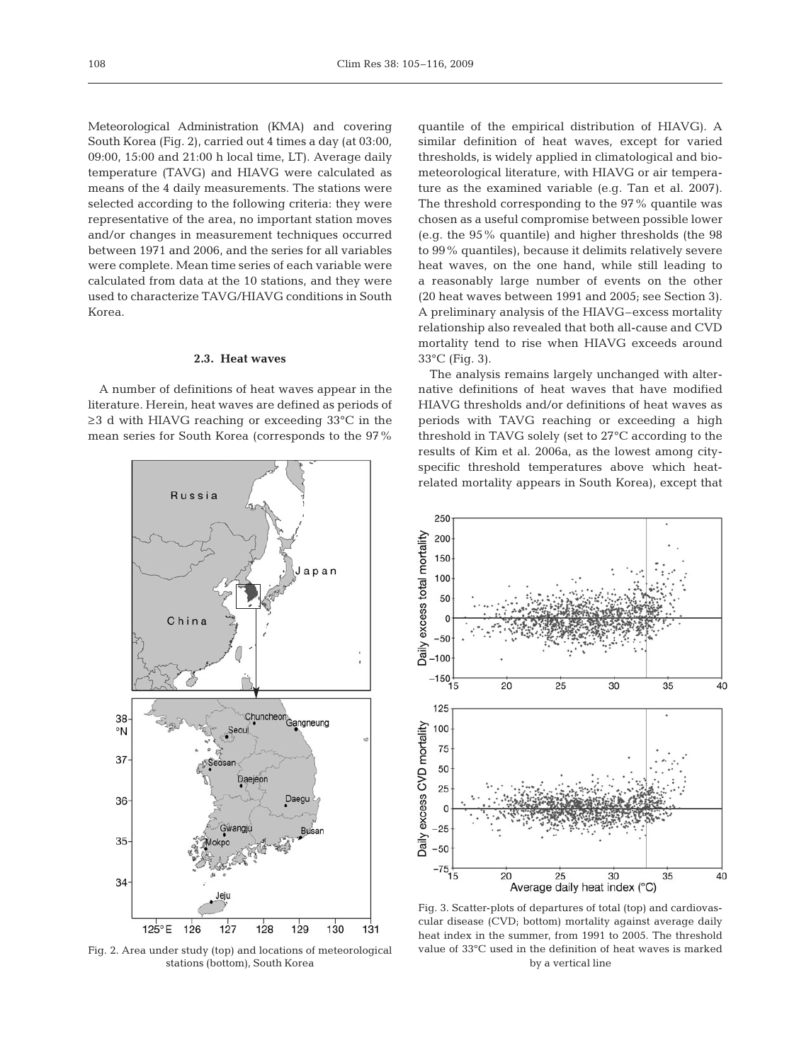Meteorological Administration (KMA) and covering South Korea (Fig. 2), carried out 4 times a day (at 03:00, 09:00, 15:00 and 21:00 h local time, LT). Average daily temperature (TAVG) and HIAVG were calculated as means of the 4 daily measurements. The stations were selected according to the following criteria: they were representative of the area, no important station moves and/or changes in measurement techniques occurred between 1971 and 2006, and the series for all variables were complete. Mean time series of each variable were calculated from data at the 10 stations, and they were used to characterize TAVG/HIAVG conditions in South Korea.

### 2.3. Heat waves

A number of definitions of heat waves appear in the literature. Herein, heat waves are defined as periods of ≥3 d with HIAVG reaching or exceeding 33°C in the mean series for South Korea (corresponds to the 97% quantile of the empirical distribution of HIAVG). A similar definition of heat waves, except for varied thresholds, is widely applied in climatological and biometeorological literature, with HIAVG or air temperature as the examined variable (e.g. Tan et al. 2007). The threshold corresponding to the 97% quantile was chosen as a useful compromise between possible lower (e.g. the 95% quantile) and higher thresholds (the 98 to 99% quantiles), because it delimits relatively severe heat waves, on the one hand, while still leading to a reasonably large number of events on the other (20 heat waves between 1991 and 2005; see Section 3). A preliminary analysis of the HIAVG–excess mortality relationship also revealed that both all-cause and CVD mortality tend to rise when HIAVG exceeds around 33°C (Fig. 3).

The analysis remains largely unchanged with alternative definitions of heat waves that have modified HIAVG thresholds and/or definitions of heat waves as periods with TAVG reaching or exceeding a high threshold in TAVG solely (set to 27°C according to the results of Kim et al. 2006a, as the lowest among city-specific threshold temperatures above which heat-related mortality appears in South Korea), except that

Fig. 2. Area under study (top) and locations of meteorological stations (bottom), South Korea

Fig. 3. Scatter-plots of departures of total (top) and cardiovascular disease (CVD; bottom) mortality against average daily heat index in the summer, from 1991 to 2005. The threshold value of 33°C used in the definition of heat waves is marked by a vertical line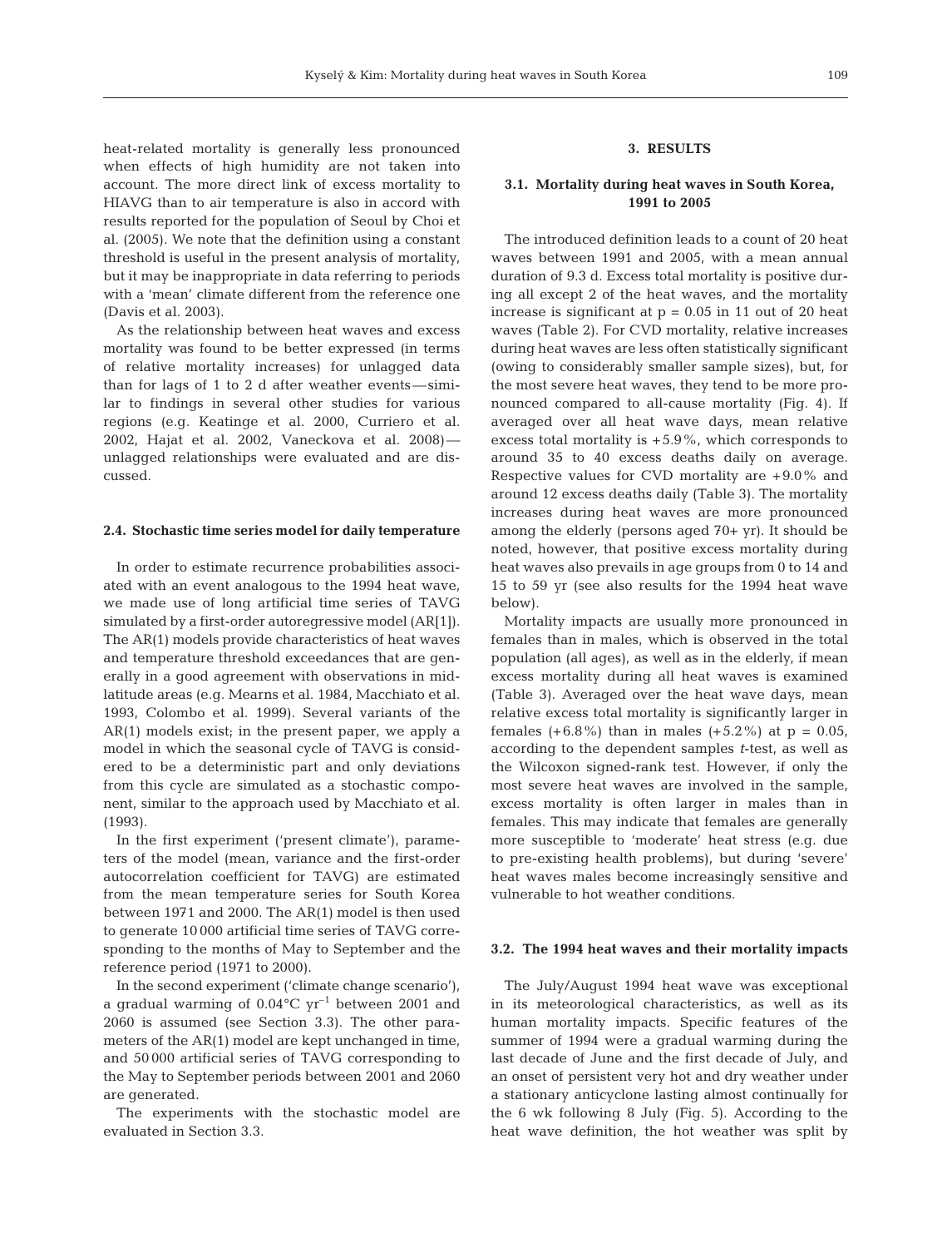heat-related mortality is generally less pronounced when effects of high humidity are not taken into account. The more direct link of excess mortality to HIAVG than to air temperature is also in accord with results reported for the population of Seoul by Choi et al. (2005). We note that the definition using a constant threshold is useful in the present analysis of mortality, but it may be inappropriate in data referring to periods with a 'mean' climate different from the reference one (Davis et al. 2003).

As the relationship between heat waves and excess mortality was found to be better expressed (in terms of relative mortality increases) for unlagged data than for lags of 1 to 2 d after weather events—similar to findings in several other studies for various regions (e.g. Keatinge et al. 2000, Curriero et al. 2002, Hajat et al. 2002, Vaneckova et al. 2008)—unlagged relationships were evaluated and are discussed.

### 2.4. Stochastic time series model for daily temperature

In order to estimate recurrence probabilities associated with an event analogous to the 1994 heat wave, we made use of long artificial time series of TAVG simulated by a first-order autoregressive model (AR[1]). The AR(1) models provide characteristics of heat waves and temperature threshold exceedances that are generally in a good agreement with observations in mid-latitude areas (e.g. Mearns et al. 1984, Macchiato et al. 1993, Colombo et al. 1999). Several variants of the AR(1) models exist; in the present paper, we apply a model in which the seasonal cycle of TAVG is considered to be a deterministic part and only deviations from this cycle are simulated as a stochastic component, similar to the approach used by Macchiato et al. (1993).

In the first experiment ('present climate'), parameters of the model (mean, variance and the first-order autocorrelation coefficient for TAVG) are estimated from the mean temperature series for South Korea between 1971 and 2000. The AR(1) model is then used to generate 10 000 artificial time series of TAVG corresponding to the months of May to September and the reference period (1971 to 2000).

In the second experiment ('climate change scenario'), a gradual warming of $0.04°C\ yr^{-1}$ between 2001 and 2060 is assumed (see Section 3.3). The other parameters of the AR(1) model are kept unchanged in time, and 50 000 artificial series of TAVG corresponding to the May to September periods between 2001 and 2060 are generated.

The experiments with the stochastic model are evaluated in Section 3.3.

## 3. RESULTS

### 3.1. Mortality during heat waves in South Korea, 1991 to 2005

The introduced definition leads to a count of 20 heat waves between 1991 and 2005, with a mean annual duration of 9.3 d. Excess total mortality is positive during all except 2 of the heat waves, and the mortality increase is significant at $p = 0.05$ in 11 out of 20 heat waves (Table 2). For CVD mortality, relative increases during heat waves are less often statistically significant (owing to considerably smaller sample sizes), but, for the most severe heat waves, they tend to be more pronounced compared to all-cause mortality (Fig. 4). If averaged over all heat wave days, mean relative excess total mortality is +5.9%, which corresponds to around 35 to 40 excess deaths daily on average. Respective values for CVD mortality are +9.0% and around 12 excess deaths daily (Table 3). The mortality increases during heat waves are more pronounced among the elderly (persons aged 70+ yr). It should be noted, however, that positive excess mortality during heat waves also prevails in age groups from 0 to 14 and 15 to 59 yr (see also results for the 1994 heat wave below).

Mortality impacts are usually more pronounced in females than in males, which is observed in the total population (all ages), as well as in the elderly, if mean excess mortality during all heat waves is examined (Table 3). Averaged over the heat wave days, mean relative excess total mortality is significantly larger in females (+6.8%) than in males (+5.2%) at $p = 0.05$, according to the dependent samples *t*-test, as well as the Wilcoxon signed-rank test. However, if only the most severe heat waves are involved in the sample, excess mortality is often larger in males than in females. This may indicate that females are generally more susceptible to 'moderate' heat stress (e.g. due to pre-existing health problems), but during 'severe' heat waves males become increasingly sensitive and vulnerable to hot weather conditions.

### 3.2. The 1994 heat waves and their mortality impacts

The July/August 1994 heat wave was exceptional in its meteorological characteristics, as well as its human mortality impacts. Specific features of the summer of 1994 were a gradual warming during the last decade of June and the first decade of July, and an onset of persistent very hot and dry weather under a stationary anticyclone lasting almost continually for the 6 wk following 8 July (Fig. 5). According to the heat wave definition, the hot weather was split by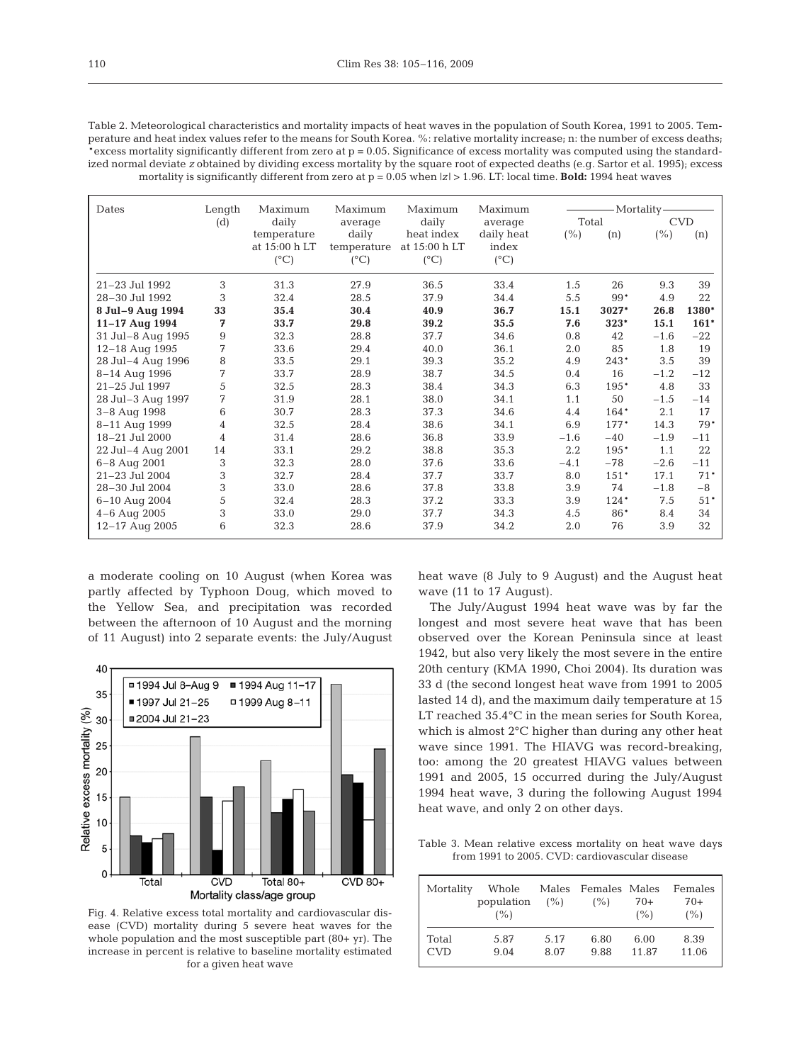Table 2. Meteorological characteristics and mortality impacts of heat waves in the population of South Korea, 1991 to 2005. Temperature and heat index values refer to the means for South Korea. %: relative mortality increase; n: the number of excess deaths; *excess mortality significantly different from zero at p = 0.05. Significance of excess mortality was computed using the standardized normal deviate *z* obtained by dividing excess mortality by the square root of expected deaths (e.g. Sartor et al. 1995); excess mortality is significantly different from zero at p = 0.05 when |z| > 1.96. LT: local time. **Bold:** 1994 heat waves

| Dates | Length (d) | Maximum daily temperature at 15:00 h LT (°C) | Maximum average daily temperature (°C) | Maximum daily heat index at 15:00 h LT (°C) | Maximum average daily heat index (°C) | Mortality Total (%) | Mortality Total (n) | Mortality CVD (%) | Mortality CVD (n) |
|---|---|---|---|---|---|---|---|---|---|
| 21–23 Jul 1992 | 3 | 31.3 | 27.9 | 36.5 | 33.4 | 1.5 | 26 | 9.3 | 39 |
| 28–30 Jul 1992 | 3 | 32.4 | 28.5 | 37.9 | 34.4 | 5.5 | 99* | 4.9 | 22 |
| **8 Jul–9 Aug 1994** | **33** | **35.4** | **30.4** | **40.9** | **36.7** | **15.1** | **3027*** | **26.8** | **1380*** |
| **11–17 Aug 1994** | **7** | **33.7** | **29.8** | **39.2** | **35.5** | **7.6** | **323*** | **15.1** | **161*** |
| 31 Jul–8 Aug 1995 | 9 | 32.3 | 28.8 | 37.7 | 34.6 | 0.8 | 42 | −1.6 | −22 |
| 12–18 Aug 1995 | 7 | 33.6 | 29.4 | 40.0 | 36.1 | 2.0 | 85 | 1.8 | 19 |
| 28 Jul–4 Aug 1996 | 8 | 33.5 | 29.1 | 39.3 | 35.2 | 4.9 | 243* | 3.5 | 39 |
| 8–14 Aug 1996 | 7 | 33.7 | 28.9 | 38.7 | 34.5 | 0.4 | 16 | −1.2 | −12 |
| 21–25 Jul 1997 | 5 | 32.5 | 28.3 | 38.4 | 34.3 | 6.3 | 195* | 4.8 | 33 |
| 28 Jul–3 Aug 1997 | 7 | 31.9 | 28.1 | 38.0 | 34.1 | 1.1 | 50 | −1.5 | −14 |
| 3–8 Aug 1998 | 6 | 30.7 | 28.3 | 37.3 | 34.6 | 4.4 | 164* | 2.1 | 17 |
| 8–11 Aug 1999 | 4 | 32.5 | 28.4 | 38.6 | 34.1 | 6.9 | 177* | 14.3 | 79* |
| 18–21 Jul 2000 | 4 | 31.4 | 28.6 | 36.8 | 33.9 | −1.6 | −40 | −1.9 | −11 |
| 22 Jul–4 Aug 2001 | 14 | 33.1 | 29.2 | 38.8 | 35.3 | 2.2 | 195* | 1.1 | 22 |
| 6–8 Aug 2001 | 3 | 32.3 | 28.0 | 37.6 | 33.6 | −4.1 | −78 | −2.6 | −11 |
| 21–23 Jul 2004 | 3 | 32.7 | 28.4 | 37.7 | 33.7 | 8.0 | 151* | 17.1 | 71* |
| 28–30 Jul 2004 | 3 | 33.0 | 28.6 | 37.8 | 33.8 | 3.9 | 74 | −1.8 | −8 |
| 6–10 Aug 2004 | 5 | 32.4 | 28.3 | 37.2 | 33.3 | 3.9 | 124* | 7.5 | 51* |
| 4–6 Aug 2005 | 3 | 33.0 | 29.0 | 37.7 | 34.3 | 4.5 | 86* | 8.4 | 34 |
| 12–17 Aug 2005 | 6 | 32.3 | 28.6 | 37.9 | 34.2 | 2.0 | 76 | 3.9 | 32 |

a moderate cooling on 10 August (when Korea was partly affected by Typhoon Doug, which moved to the Yellow Sea, and precipitation was recorded between the afternoon of 10 August and the morning of 11 August) into 2 separate events: the July/August heat wave (8 July to 9 August) and the August heat wave (11 to 17 August).

The July/August 1994 heat wave was by far the longest and most severe heat wave that has been observed over the Korean Peninsula since at least 1942, but also very likely the most severe in the entire 20th century (KMA 1990, Choi 2004). Its duration was 33 d (the second longest heat wave from 1991 to 2005 lasted 14 d), and the maximum daily temperature at 15 LT reached 35.4°C in the mean series for South Korea, which is almost 2°C higher than during any other heat wave since 1991. The HIAVG was record-breaking, too: among the 20 greatest HIAVG values between 1991 and 2005, 15 occurred during the July/August 1994 heat wave, 3 during the following August 1994 heat wave, and only 2 on other days.

Fig. 4. Relative excess total mortality and cardiovascular disease (CVD) mortality during 5 severe heat waves for the whole population and the most susceptible part (80+ yr). The increase in percent is relative to baseline mortality estimated for a given heat wave

Table 3. Mean relative excess mortality on heat wave days from 1991 to 2005. CVD: cardiovascular disease

| Mortality | Whole population (%) | Males (%) | Females (%) | Males 70+ (%) | Females 70+ (%) |
|---|---|---|---|---|---|
| Total | 5.87 | 5.17 | 6.80 | 6.00 | 8.39 |
| CVD | 9.04 | 8.07 | 9.88 | 11.87 | 11.06 |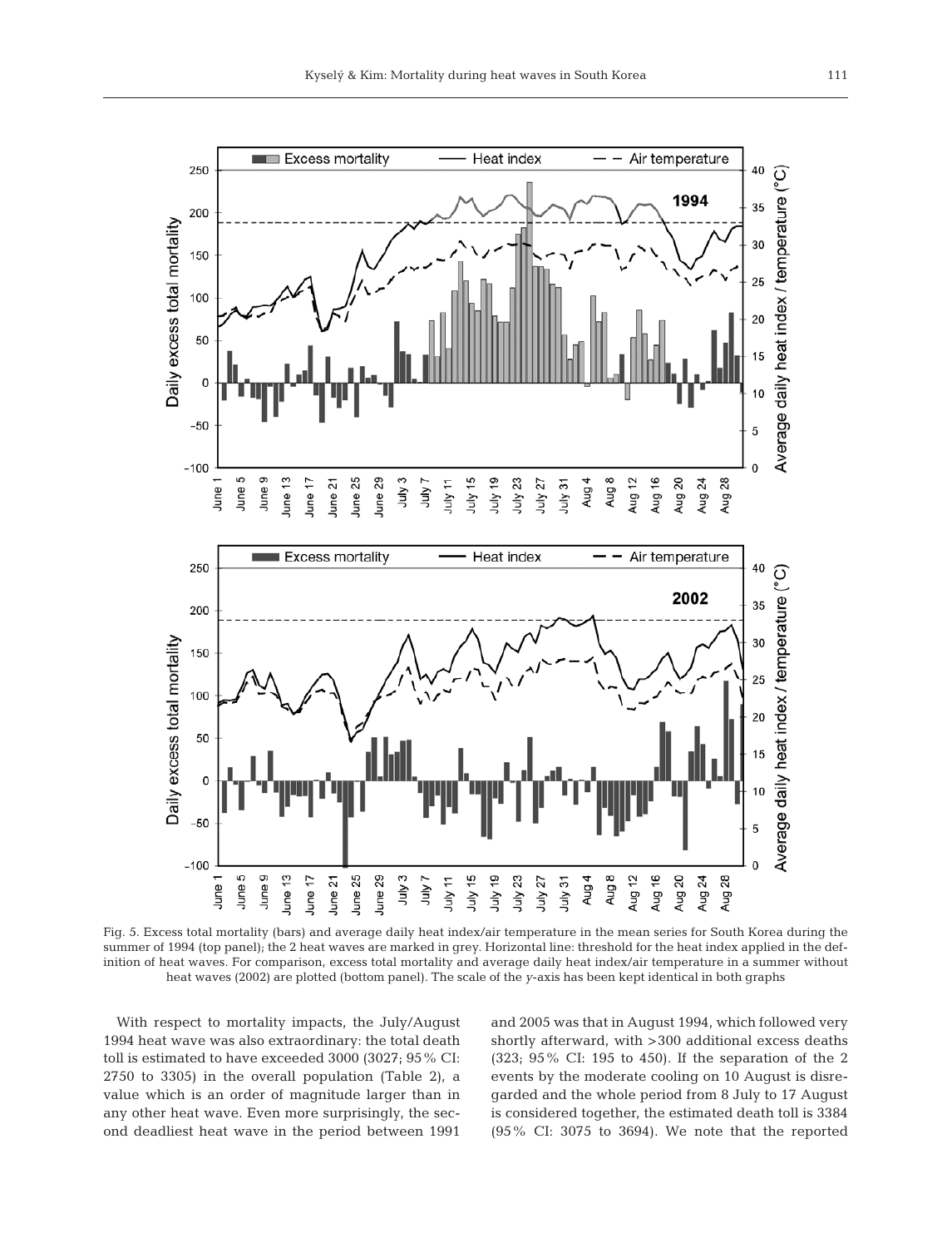Fig. 5. Excess total mortality (bars) and average daily heat index/air temperature in the mean series for South Korea during the summer of 1994 (top panel); the 2 heat waves are marked in grey. Horizontal line: threshold for the heat index applied in the definition of heat waves. For comparison, excess total mortality and average daily heat index/air temperature in a summer without heat waves (2002) are plotted (bottom panel). The scale of the *y*-axis has been kept identical in both graphs

With respect to mortality impacts, the July/August 1994 heat wave was also extraordinary: the total death toll is estimated to have exceeded 3000 (3027; 95% CI: 2750 to 3305) in the overall population (Table 2), a value which is an order of magnitude larger than in any other heat wave. Even more surprisingly, the second deadliest heat wave in the period between 1991 and 2005 was that in August 1994, which followed very shortly afterward, with >300 additional excess deaths (323; 95% CI: 195 to 450). If the separation of the 2 events by the moderate cooling on 10 August is disregarded and the whole period from 8 July to 17 August is considered together, the estimated death toll is 3384 (95% CI: 3075 to 3694). We note that the reported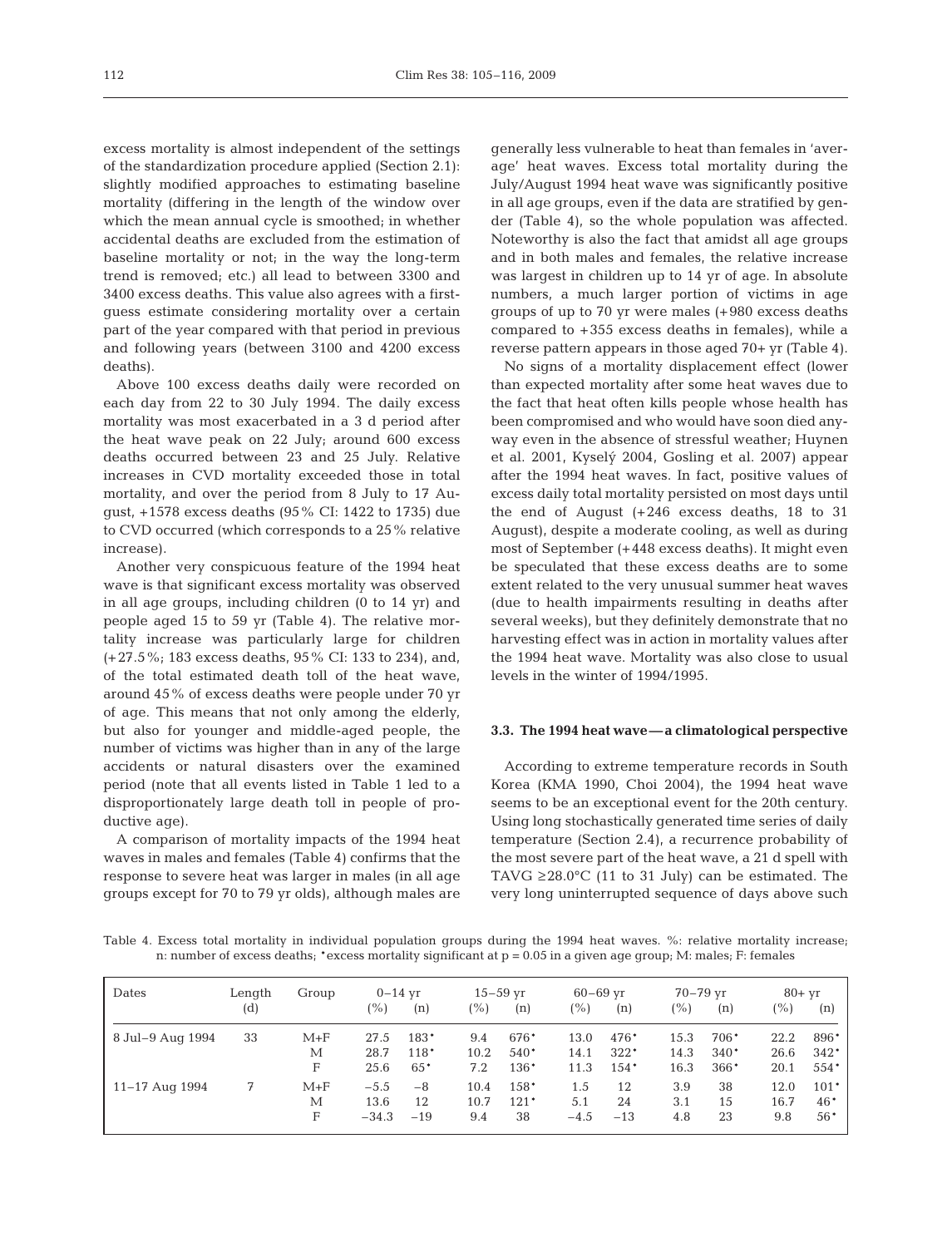excess mortality is almost independent of the settings of the standardization procedure applied (Section 2.1): slightly modified approaches to estimating baseline mortality (differing in the length of the window over which the mean annual cycle is smoothed; in whether accidental deaths are excluded from the estimation of baseline mortality or not; in the way the long-term trend is removed; etc.) all lead to between 3300 and 3400 excess deaths. This value also agrees with a first-guess estimate considering mortality over a certain part of the year compared with that period in previous and following years (between 3100 and 4200 excess deaths).

Above 100 excess deaths daily were recorded on each day from 22 to 30 July 1994. The daily excess mortality was most exacerbated in a 3 d period after the heat wave peak on 22 July; around 600 excess deaths occurred between 23 and 25 July. Relative increases in CVD mortality exceeded those in total mortality, and over the period from 8 July to 17 August, +1578 excess deaths (95% CI: 1422 to 1735) due to CVD occurred (which corresponds to a 25% relative increase).

Another very conspicuous feature of the 1994 heat wave is that significant excess mortality was observed in all age groups, including children (0 to 14 yr) and people aged 15 to 59 yr (Table 4). The relative mortality increase was particularly large for children (+27.5%; 183 excess deaths, 95% CI: 133 to 234), and, of the total estimated death toll of the heat wave, around 45% of excess deaths were people under 70 yr of age. This means that not only among the elderly, but also for younger and middle-aged people, the number of victims was higher than in any of the large accidents or natural disasters over the examined period (note that all events listed in Table 1 led to a disproportionately large death toll in people of productive age).

A comparison of mortality impacts of the 1994 heat waves in males and females (Table 4) confirms that the response to severe heat was larger in males (in all age groups except for 70 to 79 yr olds), although males are generally less vulnerable to heat than females in 'average' heat waves. Excess total mortality during the July/August 1994 heat wave was significantly positive in all age groups, even if the data are stratified by gender (Table 4), so the whole population was affected. Noteworthy is also the fact that amidst all age groups and in both males and females, the relative increase was largest in children up to 14 yr of age. In absolute numbers, a much larger portion of victims in age groups of up to 70 yr were males (+980 excess deaths compared to +355 excess deaths in females), while a reverse pattern appears in those aged 70+ yr (Table 4).

No signs of a mortality displacement effect (lower than expected mortality after some heat waves due to the fact that heat often kills people whose health has been compromised and who would have soon died anyway even in the absence of stressful weather; Huynen et al. 2001, Kyselý 2004, Gosling et al. 2007) appear after the 1994 heat waves. In fact, positive values of excess daily total mortality persisted on most days until the end of August (+246 excess deaths, 18 to 31 August), despite a moderate cooling, as well as during most of September (+448 excess deaths). It might even be speculated that these excess deaths are to some extent related to the very unusual summer heat waves (due to health impairments resulting in deaths after several weeks), but they definitely demonstrate that no harvesting effect was in action in mortality values after the 1994 heat wave. Mortality was also close to usual levels in the winter of 1994/1995.

### 3.3. The 1994 heat wave — a climatological perspective

According to extreme temperature records in South Korea (KMA 1990, Choi 2004), the 1994 heat wave seems to be an exceptional event for the 20th century. Using long stochastically generated time series of daily temperature (Section 2.4), a recurrence probability of the most severe part of the heat wave, a 21 d spell with TAVG ≥28.0°C (11 to 31 July) can be estimated. The very long uninterrupted sequence of days above such

Table 4. Excess total mortality in individual population groups during the 1994 heat waves. %: relative mortality increase; n: number of excess deaths; *excess mortality significant at $p = 0.05$ in a given age group; M: males; F: females

| Dates | Length (d) | Group | 0–14 yr (%) | 0–14 yr (n) | 15–59 yr (%) | 15–59 yr (n) | 60–69 yr (%) | 60–69 yr (n) | 70–79 yr (%) | 70–79 yr (n) | 80+ yr (%) | 80+ yr (n) |
|---|---|---|---|---|---|---|---|---|---|---|---|---|
| 8 Jul–9 Aug 1994 | 33 | M+F | 27.5 | 183* | 9.4 | 676* | 13.0 | 476* | 15.3 | 706* | 22.2 | 896* |
| | | M | 28.7 | 118* | 10.2 | 540* | 14.1 | 322* | 14.3 | 340* | 26.6 | 342* |
| | | F | 25.6 | 65* | 7.2 | 136* | 11.3 | 154* | 16.3 | 366* | 20.1 | 554* |
| 11–17 Aug 1994 | 7 | M+F | −5.5 | −8 | 10.4 | 158* | 1.5 | 12 | 3.9 | 38 | 12.0 | 101* |
| | | M | 13.6 | 12 | 10.7 | 121* | 5.1 | 24 | 3.1 | 15 | 16.7 | 46* |
| | | F | −34.3 | −19 | 9.4 | 38 | −4.5 | −13 | 4.8 | 23 | 9.8 | 56* |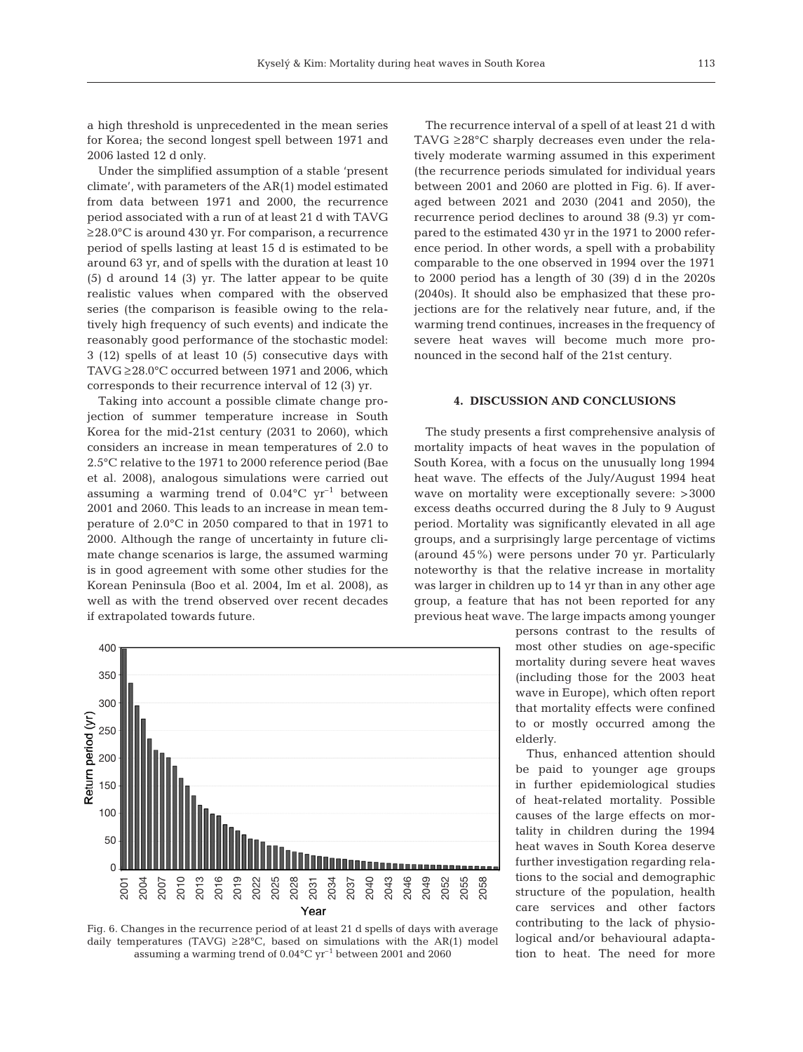a high threshold is unprecedented in the mean series for Korea; the second longest spell between 1971 and 2006 lasted 12 d only.

Under the simplified assumption of a stable 'present climate', with parameters of the AR(1) model estimated from data between 1971 and 2000, the recurrence period associated with a run of at least 21 d with TAVG ≥28.0°C is around 430 yr. For comparison, a recurrence period of spells lasting at least 15 d is estimated to be around 63 yr, and of spells with the duration at least 10 (5) d around 14 (3) yr. The latter appear to be quite realistic values when compared with the observed series (the comparison is feasible owing to the relatively high frequency of such events) and indicate the reasonably good performance of the stochastic model: 3 (12) spells of at least 10 (5) consecutive days with TAVG ≥28.0°C occurred between 1971 and 2006, which corresponds to their recurrence interval of 12 (3) yr.

Taking into account a possible climate change projection of summer temperature increase in South Korea for the mid-21st century (2031 to 2060), which considers an increase in mean temperatures of 2.0 to 2.5°C relative to the 1971 to 2000 reference period (Bae et al. 2008), analogous simulations were carried out assuming a warming trend of 0.04°C $yr^{-1}$ between 2001 and 2060. This leads to an increase in mean temperature of 2.0°C in 2050 compared to that in 1971 to 2000. Although the range of uncertainty in future climate change scenarios is large, the assumed warming is in good agreement with some other studies for the Korean Peninsula (Boo et al. 2004, Im et al. 2008), as well as with the trend observed over recent decades if extrapolated towards future.

Fig. 6. Changes in the recurrence period of at least 21 d spells of days with average daily temperatures (TAVG) ≥28°C, based on simulations with the AR(1) model assuming a warming trend of 0.04°C $yr^{-1}$ between 2001 and 2060

The recurrence interval of a spell of at least 21 d with TAVG ≥28°C sharply decreases even under the relatively moderate warming assumed in this experiment (the recurrence periods simulated for individual years between 2001 and 2060 are plotted in Fig. 6). If averaged between 2021 and 2030 (2041 and 2050), the recurrence period declines to around 38 (9.3) yr compared to the estimated 430 yr in the 1971 to 2000 reference period. In other words, a spell with a probability comparable to the one observed in 1994 over the 1971 to 2000 period has a length of 30 (39) d in the 2020s (2040s). It should also be emphasized that these projections are for the relatively near future, and, if the warming trend continues, increases in the frequency of severe heat waves will become much more pronounced in the second half of the 21st century.

## 4. DISCUSSION AND CONCLUSIONS

The study presents a first comprehensive analysis of mortality impacts of heat waves in the population of South Korea, with a focus on the unusually long 1994 heat wave. The effects of the July/August 1994 heat wave on mortality were exceptionally severe: >3000 excess deaths occurred during the 8 July to 9 August period. Mortality was significantly elevated in all age groups, and a surprisingly large percentage of victims (around 45%) were persons under 70 yr. Particularly noteworthy is that the relative increase in mortality was larger in children up to 14 yr than in any other age group, a feature that has not been reported for any previous heat wave. The large impacts among younger persons contrast to the results of most other studies on age-specific mortality during severe heat waves (including those for the 2003 heat wave in Europe), which often report that mortality effects were confined to or mostly occurred among the elderly.

Thus, enhanced attention should be paid to younger age groups in further epidemiological studies of heat-related mortality. Possible causes of the large effects on mortality in children during the 1994 heat waves in South Korea deserve further investigation regarding relations to the social and demographic structure of the population, health care services and other factors contributing to the lack of physiological and/or behavioural adaptation to heat. The need for more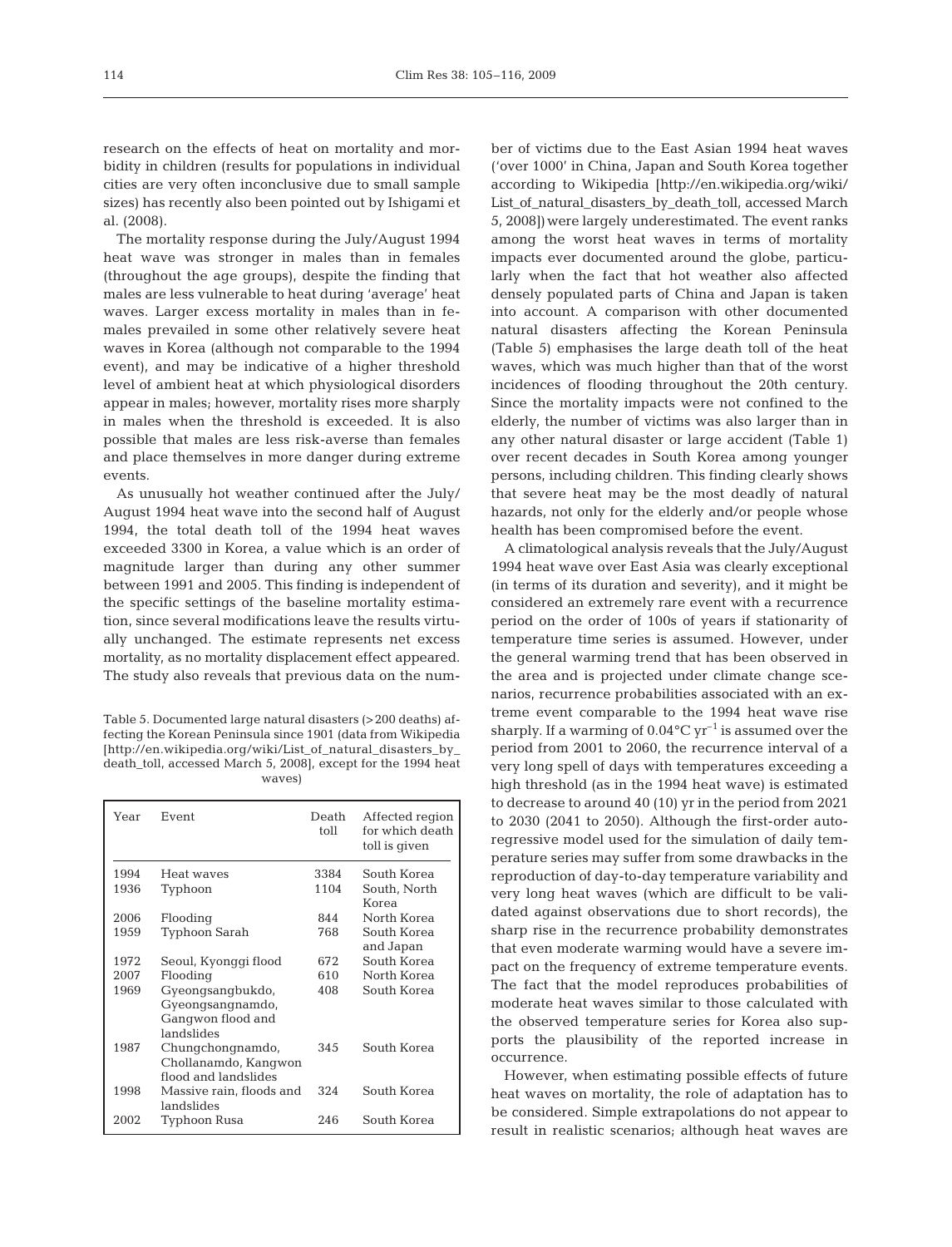research on the effects of heat on mortality and morbidity in children (results for populations in individual cities are very often inconclusive due to small sample sizes) has recently also been pointed out by Ishigami et al. (2008).

The mortality response during the July/August 1994 heat wave was stronger in males than in females (throughout the age groups), despite the finding that males are less vulnerable to heat during 'average' heat waves. Larger excess mortality in males than in females prevailed in some other relatively severe heat waves in Korea (although not comparable to the 1994 event), and may be indicative of a higher threshold level of ambient heat at which physiological disorders appear in males; however, mortality rises more sharply in males when the threshold is exceeded. It is also possible that males are less risk-averse than females and place themselves in more danger during extreme events.

As unusually hot weather continued after the July/August 1994 heat wave into the second half of August 1994, the total death toll of the 1994 heat waves exceeded 3300 in Korea, a value which is an order of magnitude larger than during any other summer between 1991 and 2005. This finding is independent of the specific settings of the baseline mortality estimation, since several modifications leave the results virtually unchanged. The estimate represents net excess mortality, as no mortality displacement effect appeared. The study also reveals that previous data on the number of victims due to the East Asian 1994 heat waves ('over 1000' in China, Japan and South Korea together according to Wikipedia [http://en.wikipedia.org/wiki/List_of_natural_disasters_by_death_toll, accessed March 5, 2008]) were largely underestimated. The event ranks among the worst heat waves in terms of mortality impacts ever documented around the globe, particularly when the fact that hot weather also affected densely populated parts of China and Japan is taken into account. A comparison with other documented natural disasters affecting the Korean Peninsula (Table 5) emphasises the large death toll of the heat waves, which was much higher than that of the worst incidences of flooding throughout the 20th century. Since the mortality impacts were not confined to the elderly, the number of victims was also larger than in any other natural disaster or large accident (Table 1) over recent decades in South Korea among younger persons, including children. This finding clearly shows that severe heat may be the most deadly of natural hazards, not only for the elderly and/or people whose health has been compromised before the event.

Table 5. Documented large natural disasters (>200 deaths) affecting the Korean Peninsula since 1901 (data from Wikipedia [http://en.wikipedia.org/wiki/List_of_natural_disasters_by_death_toll, accessed March 5, 2008], except for the 1994 heat waves)

| Year | Event | Death toll | Affected region for which death toll is given |
|---|---|---|---|
| 1994 | Heat waves | 3384 | South Korea |
| 1936 | Typhoon | 1104 | South, North Korea |
| 2006 | Flooding | 844 | North Korea |
| 1959 | Typhoon Sarah | 768 | South Korea and Japan |
| 1972 | Seoul, Kyonggi flood | 672 | South Korea |
| 2007 | Flooding | 610 | North Korea |
| 1969 | Gyeongsangbukdo, Gyeongsangnamdo, Gangwon flood and landslides | 408 | South Korea |
| 1987 | Chungchongnamdo, Chollanamdo, Kangwon flood and landslides | 345 | South Korea |
| 1998 | Massive rain, floods and landslides | 324 | South Korea |
| 2002 | Typhoon Rusa | 246 | South Korea |

A climatological analysis reveals that the July/August 1994 heat wave over East Asia was clearly exceptional (in terms of its duration and severity), and it might be considered an extremely rare event with a recurrence period on the order of 100s of years if stationarity of temperature time series is assumed. However, under the general warming trend that has been observed in the area and is projected under climate change scenarios, recurrence probabilities associated with an extreme event comparable to the 1994 heat wave rise sharply. If a warming of $0.04°C\ yr^{-1}$ is assumed over the period from 2001 to 2060, the recurrence interval of a very long spell of days with temperatures exceeding a high threshold (as in the 1994 heat wave) is estimated to decrease to around 40 (10) yr in the period from 2021 to 2030 (2041 to 2050). Although the first-order autoregressive model used for the simulation of daily temperature series may suffer from some drawbacks in the reproduction of day-to-day temperature variability and very long heat waves (which are difficult to be validated against observations due to short records), the sharp rise in the recurrence probability demonstrates that even moderate warming would have a severe impact on the frequency of extreme temperature events. The fact that the model reproduces probabilities of moderate heat waves similar to those calculated with the observed temperature series for Korea also supports the plausibility of the reported increase in occurrence.

However, when estimating possible effects of future heat waves on mortality, the role of adaptation has to be considered. Simple extrapolations do not appear to result in realistic scenarios; although heat waves are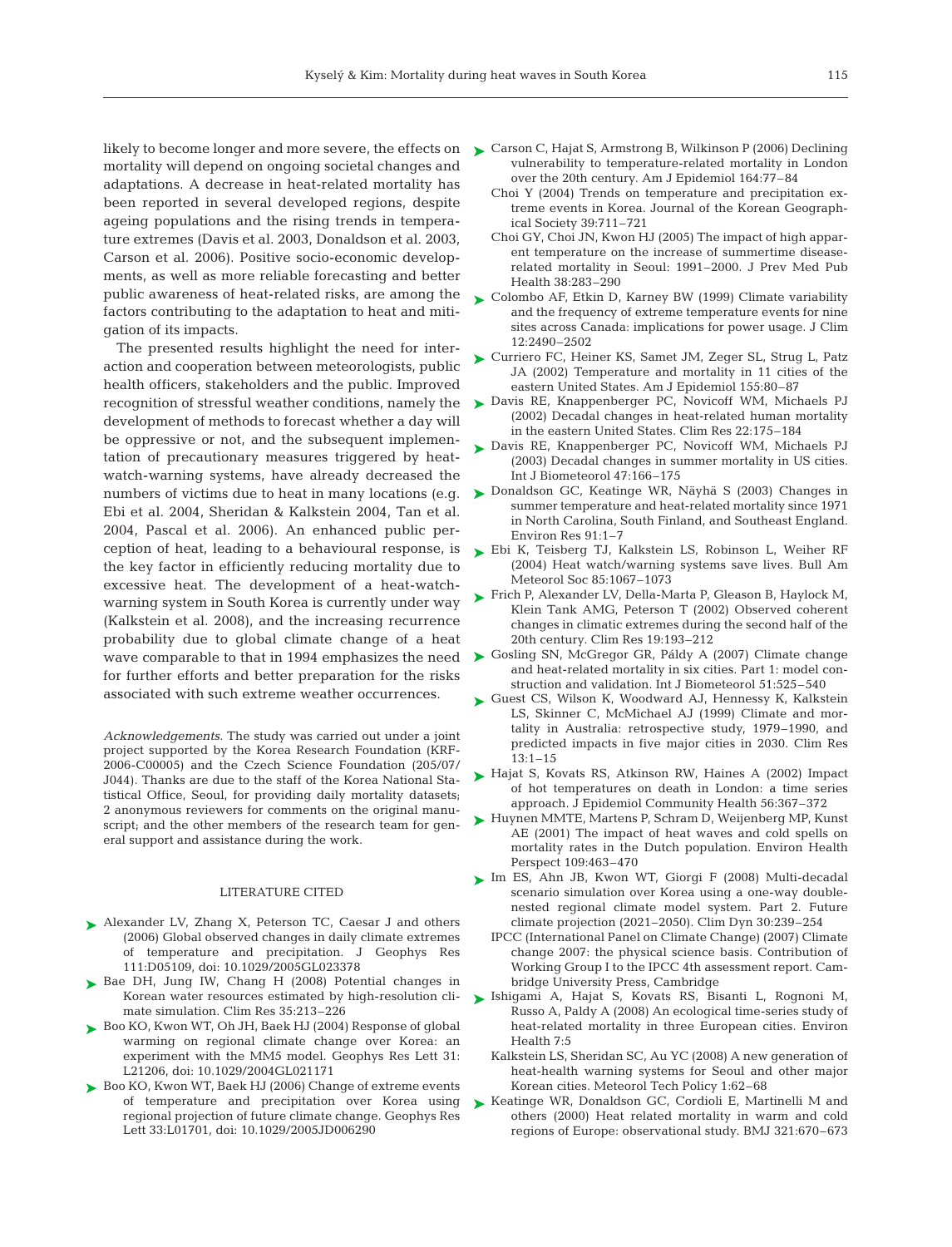likely to become longer and more severe, the effects on mortality will depend on ongoing societal changes and adaptations. A decrease in heat-related mortality has been reported in several developed regions, despite ageing populations and the rising trends in temperature extremes (Davis et al. 2003, Donaldson et al. 2003, Carson et al. 2006). Positive socio-economic developments, as well as more reliable forecasting and better public awareness of heat-related risks, are among the factors contributing to the adaptation to heat and mitigation of its impacts.

The presented results highlight the need for interaction and cooperation between meteorologists, public health officers, stakeholders and the public. Improved recognition of stressful weather conditions, namely the development of methods to forecast whether a day will be oppressive or not, and the subsequent implementation of precautionary measures triggered by heat-watch-warning systems, have already decreased the numbers of victims due to heat in many locations (e.g. Ebi et al. 2004, Sheridan & Kalkstein 2004, Tan et al. 2004, Pascal et al. 2006). An enhanced public perception of heat, leading to a behavioural response, is the key factor in efficiently reducing mortality due to excessive heat. The development of a heat-watch-warning system in South Korea is currently under way (Kalkstein et al. 2008), and the increasing recurrence probability due to global climate change of a heat wave comparable to that in 1994 emphasizes the need for further efforts and better preparation for the risks associated with such extreme weather occurrences.

*Acknowledgements.* The study was carried out under a joint project supported by the Korea Research Foundation (KRF-2006-C00005) and the Czech Science Foundation (205/07/J044). Thanks are due to the staff of the Korea National Statistical Office, Seoul, for providing daily mortality datasets; 2 anonymous reviewers for comments on the original manuscript; and the other members of the research team for general support and assistance during the work.

## LITERATURE CITED

- Alexander LV, Zhang X, Peterson TC, Caesar J and others (2006) Global observed changes in daily climate extremes of temperature and precipitation. J Geophys Res 111:D05109, doi: 10.1029/2005GL023378
- Bae DH, Jung IW, Chang H (2008) Potential changes in Korean water resources estimated by high-resolution climate simulation. Clim Res 35:213–226
- Boo KO, Kwon WT, Oh JH, Baek HJ (2004) Response of global warming on regional climate change over Korea: an experiment with the MM5 model. Geophys Res Lett 31: L21206, doi: 10.1029/2004GL021171
- Boo KO, Kwon WT, Baek HJ (2006) Change of extreme events of temperature and precipitation over Korea using regional projection of future climate change. Geophys Res Lett 33:L01701, doi: 10.1029/2005JD006290
- Carson C, Hajat S, Armstrong B, Wilkinson P (2006) Declining vulnerability to temperature-related mortality in London over the 20th century. Am J Epidemiol 164:77–84
- Choi Y (2004) Trends on temperature and precipitation extreme events in Korea. Journal of the Korean Geographical Society 39:711–721
- Choi GY, Choi JN, Kwon HJ (2005) The impact of high apparent temperature on the increase of summertime disease-related mortality in Seoul: 1991–2000. J Prev Med Pub Health 38:283–290
- Colombo AF, Etkin D, Karney BW (1999) Climate variability and the frequency of extreme temperature events for nine sites across Canada: implications for power usage. J Clim 12:2490–2502
- Curriero FC, Heiner KS, Samet JM, Zeger SL, Strug L, Patz JA (2002) Temperature and mortality in 11 cities of the eastern United States. Am J Epidemiol 155:80–87
- Davis RE, Knappenberger PC, Novicoff WM, Michaels PJ (2002) Decadal changes in heat-related human mortality in the eastern United States. Clim Res 22:175–184
- Davis RE, Knappenberger PC, Novicoff WM, Michaels PJ (2003) Decadal changes in summer mortality in US cities. Int J Biometeorol 47:166–175
- Donaldson GC, Keatinge WR, Näyhä S (2003) Changes in summer temperature and heat-related mortality since 1971 in North Carolina, South Finland, and Southeast England. Environ Res 91:1–7
- Ebi K, Teisberg TJ, Kalkstein LS, Robinson L, Weiher RF (2004) Heat watch/warning systems save lives. Bull Am Meteorol Soc 85:1067–1073
- Frich P, Alexander LV, Della-Marta P, Gleason B, Haylock M, Klein Tank AMG, Peterson T (2002) Observed coherent changes in climatic extremes during the second half of the 20th century. Clim Res 19:193–212
- Gosling SN, McGregor GR, Páldy A (2007) Climate change and heat-related mortality in six cities. Part 1: model construction and validation. Int J Biometeorol 51:525–540
- Guest CS, Wilson K, Woodward AJ, Hennessy K, Kalkstein LS, Skinner C, McMichael AJ (1999) Climate and mortality in Australia: retrospective study, 1979–1990, and predicted impacts in five major cities in 2030. Clim Res 13:1–15
- Hajat S, Kovats RS, Atkinson RW, Haines A (2002) Impact of hot temperatures on death in London: a time series approach. J Epidemiol Community Health 56:367–372
- Huynen MMTE, Martens P, Schram D, Weijenberg MP, Kunst AE (2001) The impact of heat waves and cold spells on mortality rates in the Dutch population. Environ Health Perspect 109:463–470
- Im ES, Ahn JB, Kwon WT, Giorgi F (2008) Multi-decadal scenario simulation over Korea using a one-way double-nested regional climate model system. Part 2. Future climate projection (2021–2050). Clim Dyn 30:239–254
- IPCC (International Panel on Climate Change) (2007) Climate change 2007: the physical science basis. Contribution of Working Group I to the IPCC 4th assessment report. Cambridge University Press, Cambridge
- Ishigami A, Hajat S, Kovats RS, Bisanti L, Rognoni M, Russo A, Paldy A (2008) An ecological time-series study of heat-related mortality in three European cities. Environ Health 7:5
- Kalkstein LS, Sheridan SC, Au YC (2008) A new generation of heat-health warning systems for Seoul and other major Korean cities. Meteorol Tech Policy 1:62–68
- Keatinge WR, Donaldson GC, Cordioli E, Martinelli M and others (2000) Heat related mortality in warm and cold regions of Europe: observational study. BMJ 321:670–673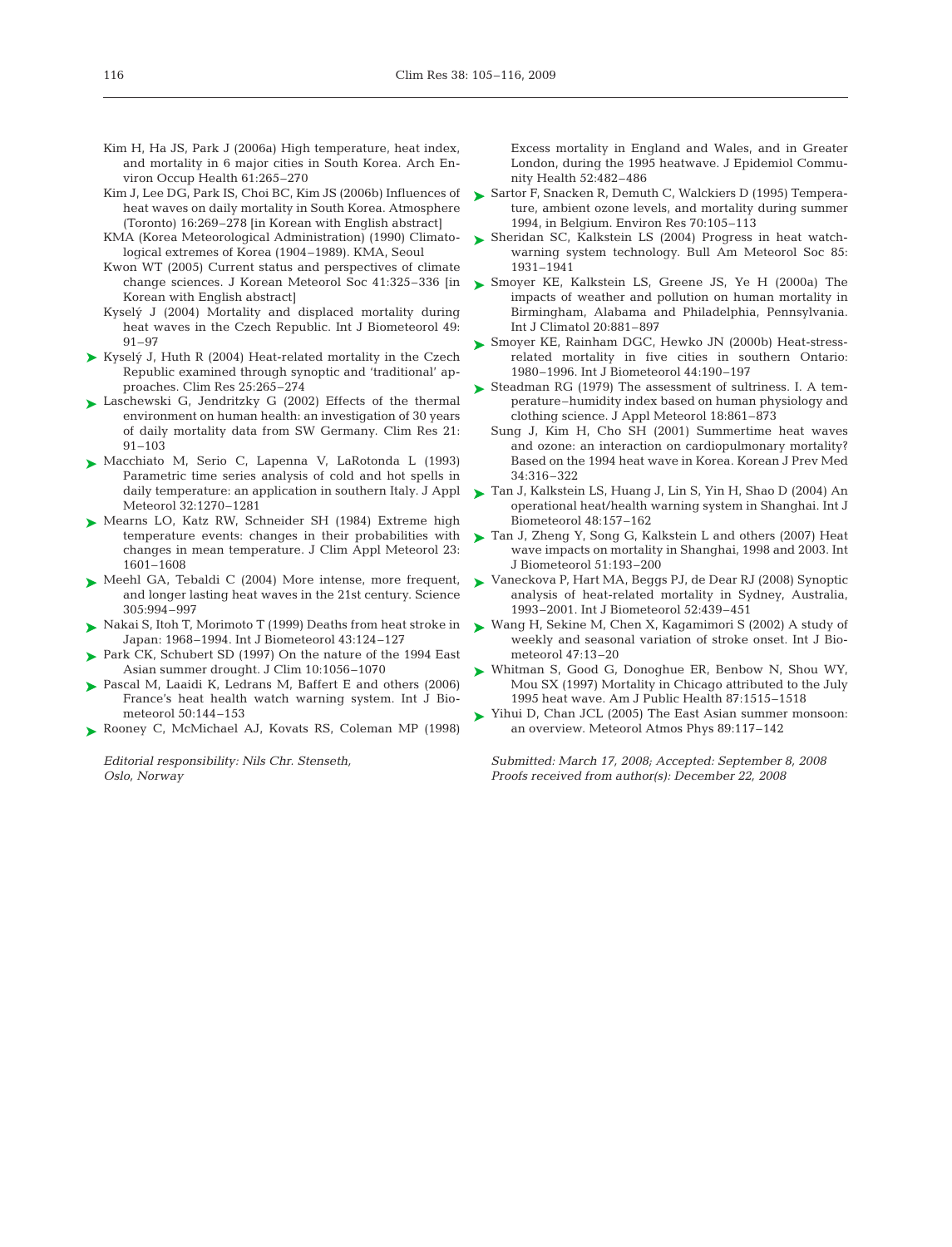Kim H, Ha JS, Park J (2006a) High temperature, heat index, and mortality in 6 major cities in South Korea. Arch Environ Occup Health 61:265–270

Kim J, Lee DG, Park IS, Choi BC, Kim JS (2006b) Influences of heat waves on daily mortality in South Korea. Atmosphere (Toronto) 16:269–278 [in Korean with English abstract]

KMA (Korea Meteorological Administration) (1990) Climatological extremes of Korea (1904–1989). KMA, Seoul

Kwon WT (2005) Current status and perspectives of climate change sciences. J Korean Meteorol Soc 41:325–336 [in Korean with English abstract]

Kyselý J (2004) Mortality and displaced mortality during heat waves in the Czech Republic. Int J Biometeorol 49: 91–97

Kyselý J, Huth R (2004) Heat-related mortality in the Czech Republic examined through synoptic and 'traditional' approaches. Clim Res 25:265–274

Laschewski G, Jendritzky G (2002) Effects of the thermal environment on human health: an investigation of 30 years of daily mortality data from SW Germany. Clim Res 21: 91–103

Macchiato M, Serio C, Lapenna V, LaRotonda L (1993) Parametric time series analysis of cold and hot spells in daily temperature: an application in southern Italy. J Appl Meteorol 32:1270–1281

Mearns LO, Katz RW, Schneider SH (1984) Extreme high temperature events: changes in their probabilities with changes in mean temperature. J Clim Appl Meteorol 23: 1601–1608

Meehl GA, Tebaldi C (2004) More intense, more frequent, and longer lasting heat waves in the 21st century. Science 305:994–997

Nakai S, Itoh T, Morimoto T (1999) Deaths from heat stroke in Japan: 1968–1994. Int J Biometeorol 43:124–127

Park CK, Schubert SD (1997) On the nature of the 1994 East Asian summer drought. J Clim 10:1056–1070

Pascal M, Laaidi K, Ledrans M, Baffert E and others (2006) France's heat health watch warning system. Int J Biometeorol 50:144–153

Rooney C, McMichael AJ, Kovats RS, Coleman MP (1998) Excess mortality in England and Wales, and in Greater London, during the 1995 heatwave. J Epidemiol Community Health 52:482–486

Sartor F, Snacken R, Demuth C, Walckiers D (1995) Temperature, ambient ozone levels, and mortality during summer 1994, in Belgium. Environ Res 70:105–113

Sheridan SC, Kalkstein LS (2004) Progress in heat watch-warning system technology. Bull Am Meteorol Soc 85: 1931–1941

Smoyer KE, Kalkstein LS, Greene JS, Ye H (2000a) The impacts of weather and pollution on human mortality in Birmingham, Alabama and Philadelphia, Pennsylvania. Int J Climatol 20:881–897

Smoyer KE, Rainham DGC, Hewko JN (2000b) Heat-stress-related mortality in five cities in southern Ontario: 1980–1996. Int J Biometeorol 44:190–197

Steadman RG (1979) The assessment of sultriness. I. A temperature–humidity index based on human physiology and clothing science. J Appl Meteorol 18:861–873

Sung J, Kim H, Cho SH (2001) Summertime heat waves and ozone: an interaction on cardiopulmonary mortality? Based on the 1994 heat wave in Korea. Korean J Prev Med 34:316–322

Tan J, Kalkstein LS, Huang J, Lin S, Yin H, Shao D (2004) An operational heat/health warning system in Shanghai. Int J Biometeorol 48:157–162

Tan J, Zheng Y, Song G, Kalkstein L and others (2007) Heat wave impacts on mortality in Shanghai, 1998 and 2003. Int J Biometeorol 51:193–200

Vaneckova P, Hart MA, Beggs PJ, de Dear RJ (2008) Synoptic analysis of heat-related mortality in Sydney, Australia, 1993–2001. Int J Biometeorol 52:439–451

Wang H, Sekine M, Chen X, Kagamimori S (2002) A study of weekly and seasonal variation of stroke onset. Int J Biometeorol 47:13–20

Whitman S, Good G, Donoghue ER, Benbow N, Shou WY, Mou SX (1997) Mortality in Chicago attributed to the July 1995 heat wave. Am J Public Health 87:1515–1518

Yihui D, Chan JCL (2005) The East Asian summer monsoon: an overview. Meteorol Atmos Phys 89:117–142

*Editorial responsibility: Nils Chr. Stenseth, Oslo, Norway*

*Submitted: March 17, 2008; Accepted: September 8, 2008*
*Proofs received from author(s): December 22, 2008*